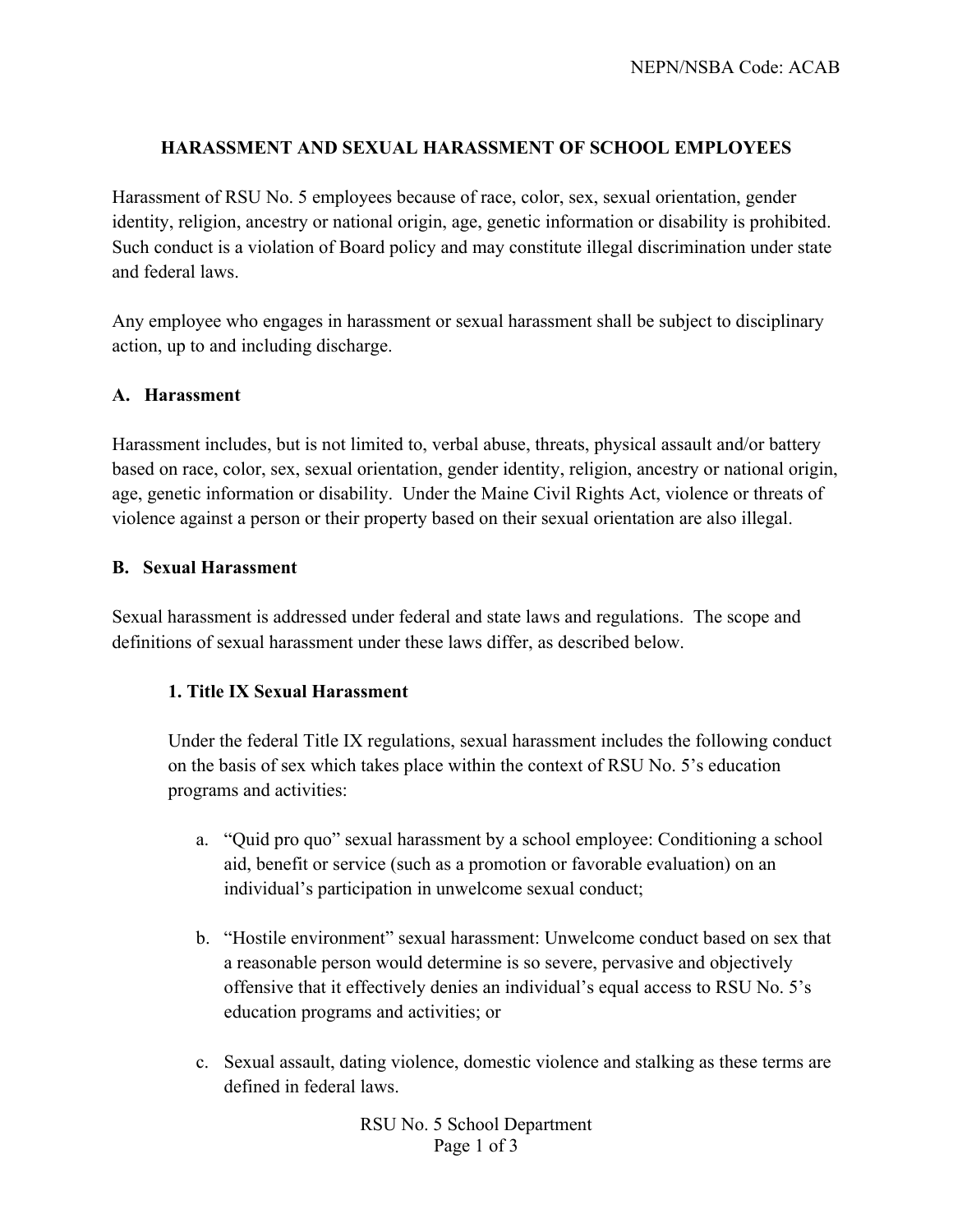# HARASSMENT AND SEXUAL HARASSMENT OF SCHOOL EMPLOYEES

Harassment of RSU No. 5 employees because of race, color, sex, sexual orientation, gender identity, religion, ancestry or national origin, age, genetic information or disability is prohibited. Such conduct is a violation of Board policy and may constitute illegal discrimination under state and federal laws.

Any employee who engages in harassment or sexual harassment shall be subject to disciplinary action, up to and including discharge.

## A. Harassment

Harassment includes, but is not limited to, verbal abuse, threats, physical assault and/or battery based on race, color, sex, sexual orientation, gender identity, religion, ancestry or national origin, age, genetic information or disability. Under the Maine Civil Rights Act, violence or threats of violence against a person or their property based on their sexual orientation are also illegal.

## B. Sexual Harassment

Sexual harassment is addressed under federal and state laws and regulations. The scope and definitions of sexual harassment under these laws differ, as described below.

### 1. Title IX Sexual Harassment

Under the federal Title IX regulations, sexual harassment includes the following conduct on the basis of sex which takes place within the context of RSU No. 5's education programs and activities:

a. "Quid pro quo" sexual harassment by a school employee: Conditioning a school aid, benefit or service (such as a promotion or favorable evaluation) on an individual's participation in unwelcome sexual conduct;

b. "Hostile environment" sexual harassment: Unwelcome conduct based on sex that a reasonable person would determine is so severe, pervasive and objectively offensive that it effectively denies an individual's equal access to RSU No. 5's education programs and activities; or

c. Sexual assault, dating violence, domestic violence and stalking as these terms are defined in federal laws.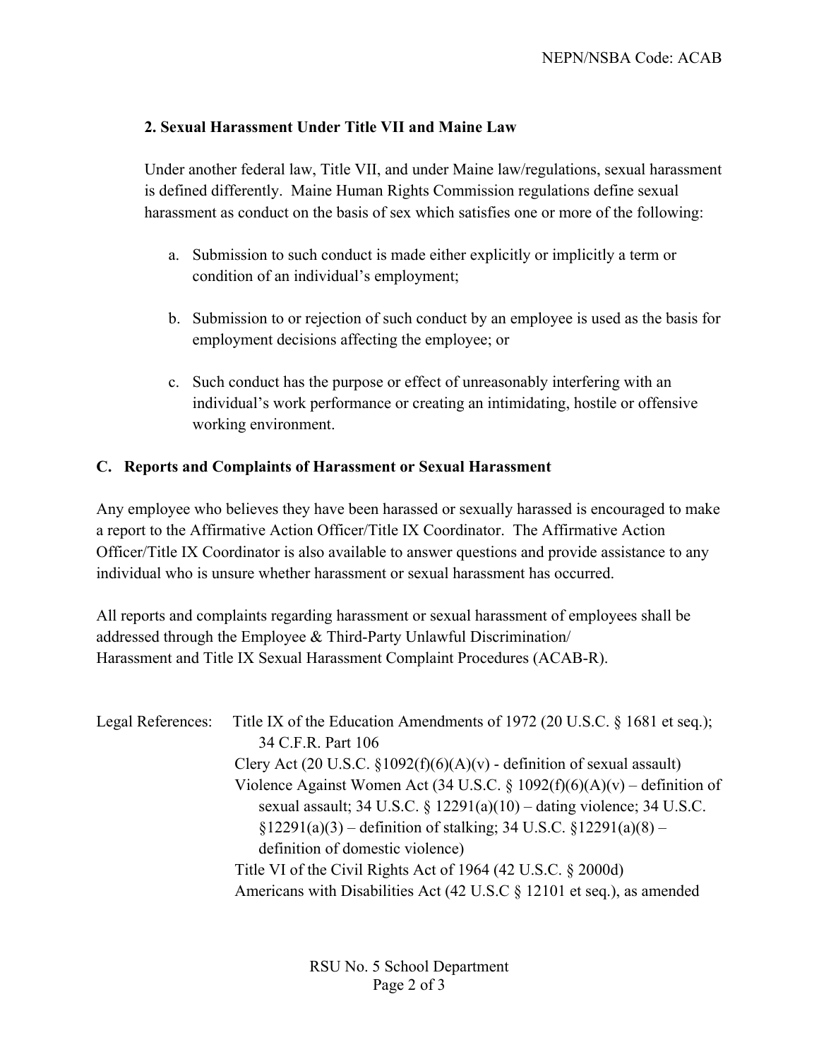### 2. Sexual Harassment Under Title VII and Maine Law

Under another federal law, Title VII, and under Maine law/regulations, sexual harassment is defined differently. Maine Human Rights Commission regulations define sexual harassment as conduct on the basis of sex which satisfies one or more of the following:

a. Submission to such conduct is made either explicitly or implicitly a term or condition of an individual's employment;

b. Submission to or rejection of such conduct by an employee is used as the basis for employment decisions affecting the employee; or

c. Such conduct has the purpose or effect of unreasonably interfering with an individual's work performance or creating an intimidating, hostile or offensive working environment.

## C. Reports and Complaints of Harassment or Sexual Harassment

Any employee who believes they have been harassed or sexually harassed is encouraged to make a report to the Affirmative Action Officer/Title IX Coordinator. The Affirmative Action Officer/Title IX Coordinator is also available to answer questions and provide assistance to any individual who is unsure whether harassment or sexual harassment has occurred.

All reports and complaints regarding harassment or sexual harassment of employees shall be addressed through the Employee & Third-Party Unlawful Discrimination/ Harassment and Title IX Sexual Harassment Complaint Procedures (ACAB-R).

Legal References:
- Title IX of the Education Amendments of 1972 (20 U.S.C. § 1681 et seq.); 34 C.F.R. Part 106
- Clery Act (20 U.S.C. §1092(f)(6)(A)(v) - definition of sexual assault)
- Violence Against Women Act (34 U.S.C. § 1092(f)(6)(A)(v) – definition of sexual assault; 34 U.S.C. § 12291(a)(10) – dating violence; 34 U.S.C. §12291(a)(3) – definition of stalking; 34 U.S.C. §12291(a)(8) – definition of domestic violence)
- Title VI of the Civil Rights Act of 1964 (42 U.S.C. § 2000d)
- Americans with Disabilities Act (42 U.S.C § 12101 et seq.), as amended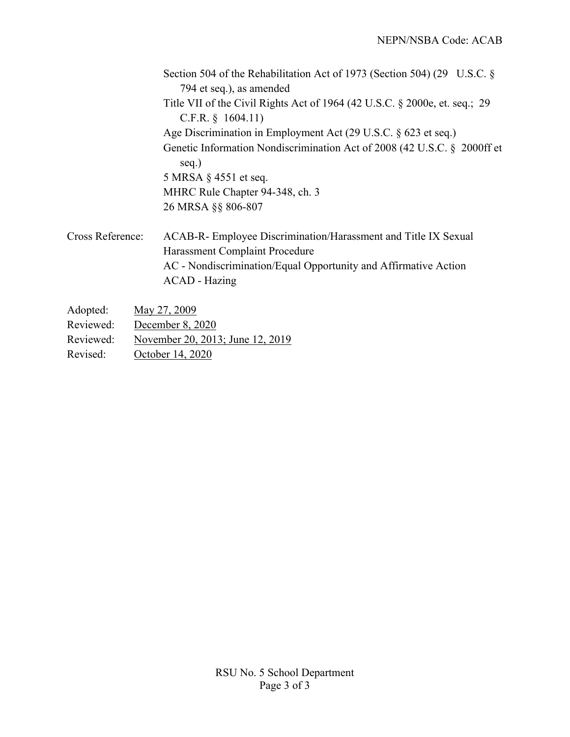Section 504 of the Rehabilitation Act of 1973 (Section 504) (29 U.S.C. § 794 et seq.), as amended
Title VII of the Civil Rights Act of 1964 (42 U.S.C. § 2000e, et. seq.; 29 C.F.R. § 1604.11)
Age Discrimination in Employment Act (29 U.S.C. § 623 et seq.)
Genetic Information Nondiscrimination Act of 2008 (42 U.S.C. § 2000ff et seq.)
5 MRSA § 4551 et seq.
MHRC Rule Chapter 94-348, ch. 3
26 MRSA §§ 806-807

Cross Reference: ACAB-R- Employee Discrimination/Harassment and Title IX Sexual Harassment Complaint Procedure
AC - Nondiscrimination/Equal Opportunity and Affirmative Action
ACAD - Hazing

Adopted: May 27, 2009
Reviewed: December 8, 2020
Reviewed: November 20, 2013; June 12, 2019
Revised: October 14, 2020